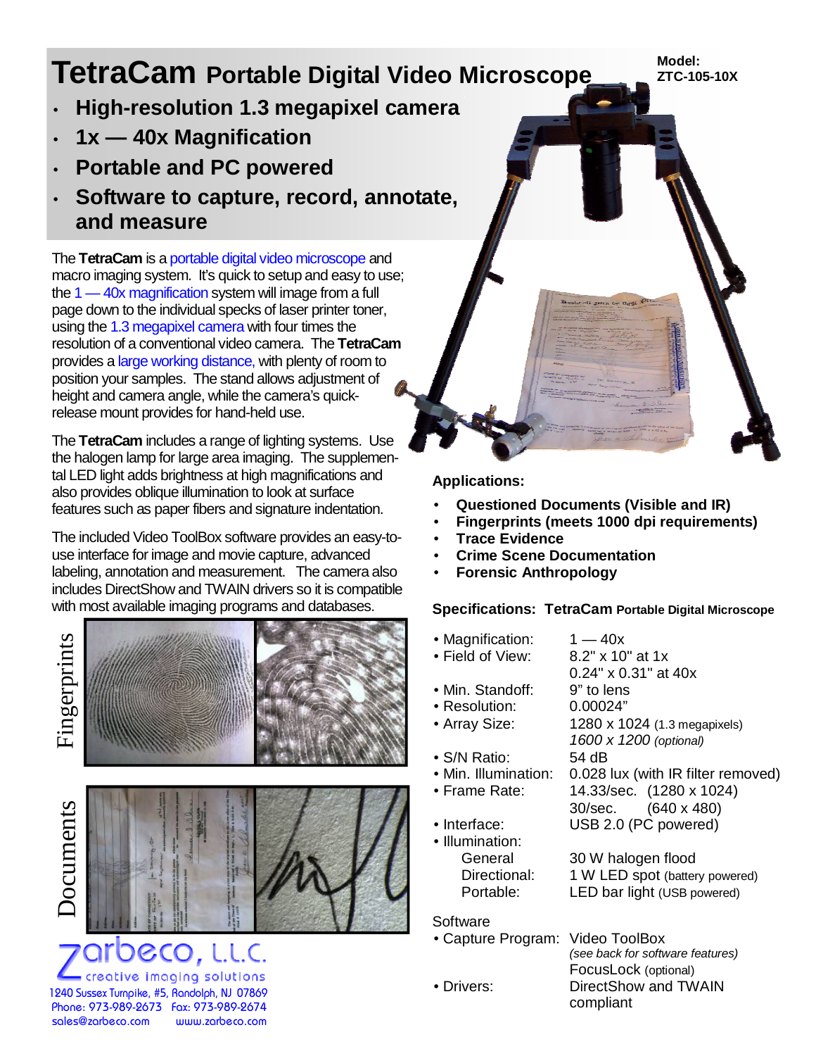# TetraCam Portable Digital Video Microscope

**Model: ZTC-105-10X**

- **High-resolution 1.3 megapixel camera**
- **1x — 40x Magnification**
- **Portable and PC powered**
- **Software to capture, record, annotate, and measure**

The **TetraCam** is a portable digital video microscope and macro imaging system. It's quick to setup and easy to use; the 1 — 40x magnification system will image from a full page down to the individual specks of laser printer toner, using the 1.3 megapixel camera with four times the resolution of a conventional video camera. The **TetraCam** provides a large working distance, with plenty of room to position your samples. The stand allows adjustment of height and camera angle, while the camera's quick-release mount provides for hand-held use.

The **TetraCam** includes a range of lighting systems. Use the halogen lamp for large area imaging. The supplemental LED light adds brightness at high magnifications and also provides oblique illumination to look at surface features such as paper fibers and signature indentation.

The included Video ToolBox software provides an easy-to-use interface for image and movie capture, advanced labeling, annotation and measurement. The camera also includes DirectShow and TWAIN drivers so it is compatible with most available imaging programs and databases.

Fingerprints

Documents

**Applications:**

- **Questioned Documents (Visible and IR)**
- **Fingerprints (meets 1000 dpi requirements)**
- **Trace Evidence**
- **Crime Scene Documentation**
- **Forensic Anthropology**

**Specifications: TetraCam Portable Digital Microscope**

| | |
|---|---|
| • Magnification: | 1 — 40x |
| • Field of View: | 8.2" x 10" at 1x |
| | 0.24" x 0.31" at 40x |
| • Min. Standoff: | 9" to lens |
| • Resolution: | 0.00024" |
| • Array Size: | 1280 x 1024 (1.3 megapixels) |
| | *1600 x 1200 (optional)* |
| • S/N Ratio: | 54 dB |
| • Min. Illumination: | 0.028 lux (with IR filter removed) |
| • Frame Rate: | 14.33/sec. (1280 x 1024) |
| | 30/sec. (640 x 480) |
| • Interface: | USB 2.0 (PC powered) |
| • Illumination: | |
| General | 30 W halogen flood |
| Directional: | 1 W LED spot (battery powered) |
| Portable: | LED bar light (USB powered) |

Software

| | |
|---|---|
| • Capture Program: | Video ToolBox |
| | *(see back for software features)* |
| | FocusLock (optional) |
| • Drivers: | DirectShow and TWAIN compliant |

**zarbeco, L.L.C.**
creative imaging solutions
1240 Sussex Turnpike, #5, Randolph, NJ 07869
Phone: 973-989-2673 Fax: 973-989-2674
sales@zarbeco.com www.zarbeco.com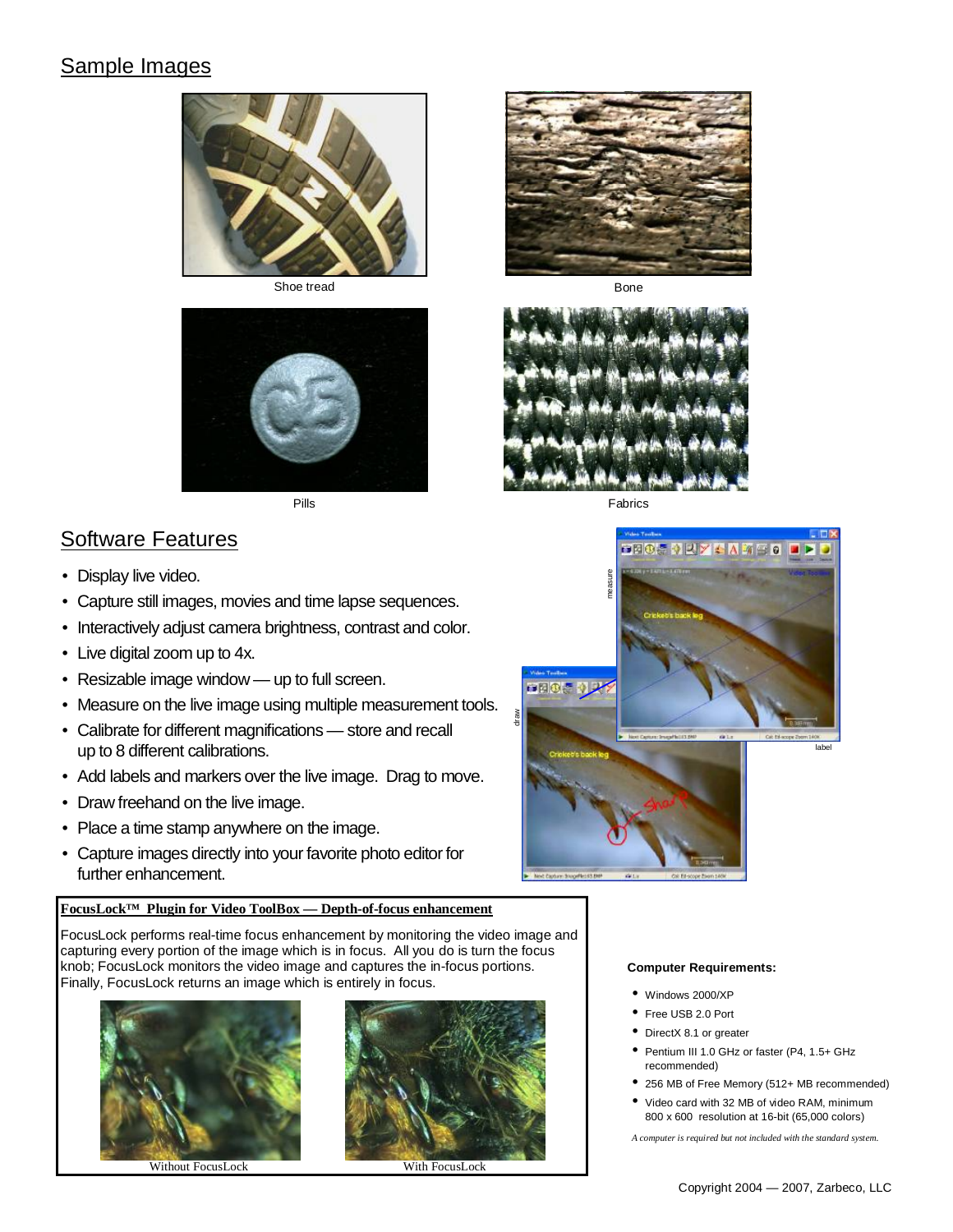## Sample Images

Shoe tread

Bone

Pills

Fabrics

## Software Features

- Display live video.
- Capture still images, movies and time lapse sequences.
- Interactively adjust camera brightness, contrast and color.
- Live digital zoom up to 4x.
- Resizable image window — up to full screen.
- Measure on the live image using multiple measurement tools.
- Calibrate for different magnifications — store and recall up to 8 different calibrations.
- Add labels and markers over the live image. Drag to move.
- Draw freehand on the live image.
- Place a time stamp anywhere on the image.
- Capture images directly into your favorite photo editor for further enhancement.

measure

draw

label

**FocusLock™ Plugin for Video ToolBox — Depth-of-focus enhancement**

FocusLock performs real-time focus enhancement by monitoring the video image and capturing every portion of the image which is in focus. All you do is turn the focus knob; FocusLock monitors the video image and captures the in-focus portions. Finally, FocusLock returns an image which is entirely in focus.

Without FocusLock

With FocusLock

**Computer Requirements:**

- Windows 2000/XP
- Free USB 2.0 Port
- DirectX 8.1 or greater
- Pentium III 1.0 GHz or faster (P4, 1.5+ GHz recommended)
- 256 MB of Free Memory (512+ MB recommended)
- Video card with 32 MB of video RAM, minimum 800 x 600 resolution at 16-bit (65,000 colors)

*A computer is required but not included with the standard system.*

Copyright 2004 — 2007, Zarbeco, LLC